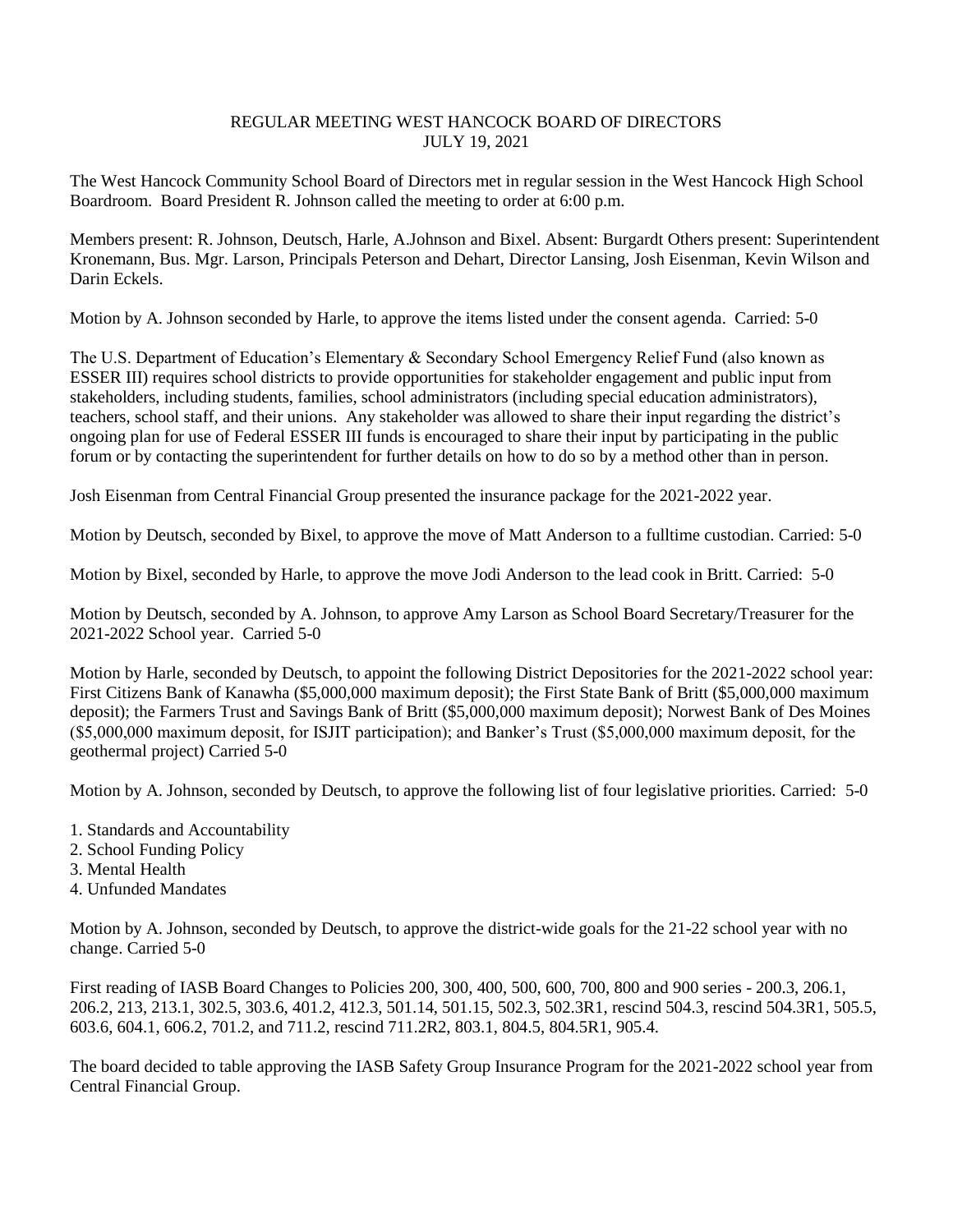# REGULAR MEETING WEST HANCOCK BOARD OF DIRECTORS
## JULY 19, 2021

The West Hancock Community School Board of Directors met in regular session in the West Hancock High School Boardroom. Board President R. Johnson called the meeting to order at 6:00 p.m.

Members present: R. Johnson, Deutsch, Harle, A.Johnson and Bixel. Absent: Burgardt Others present: Superintendent Kronemann, Bus. Mgr. Larson, Principals Peterson and Dehart, Director Lansing, Josh Eisenman, Kevin Wilson and Darin Eckels.

Motion by A. Johnson seconded by Harle, to approve the items listed under the consent agenda. Carried: 5-0

The U.S. Department of Education's Elementary & Secondary School Emergency Relief Fund (also known as ESSER III) requires school districts to provide opportunities for stakeholder engagement and public input from stakeholders, including students, families, school administrators (including special education administrators), teachers, school staff, and their unions. Any stakeholder was allowed to share their input regarding the district's ongoing plan for use of Federal ESSER III funds is encouraged to share their input by participating in the public forum or by contacting the superintendent for further details on how to do so by a method other than in person.

Josh Eisenman from Central Financial Group presented the insurance package for the 2021-2022 year.

Motion by Deutsch, seconded by Bixel, to approve the move of Matt Anderson to a fulltime custodian. Carried: 5-0

Motion by Bixel, seconded by Harle, to approve the move Jodi Anderson to the lead cook in Britt. Carried: 5-0

Motion by Deutsch, seconded by A. Johnson, to approve Amy Larson as School Board Secretary/Treasurer for the 2021-2022 School year. Carried 5-0

Motion by Harle, seconded by Deutsch, to appoint the following District Depositories for the 2021-2022 school year: First Citizens Bank of Kanawha ($5,000,000 maximum deposit); the First State Bank of Britt ($5,000,000 maximum deposit); the Farmers Trust and Savings Bank of Britt ($5,000,000 maximum deposit); Norwest Bank of Des Moines ($5,000,000 maximum deposit, for ISJIT participation); and Banker's Trust ($5,000,000 maximum deposit, for the geothermal project) Carried 5-0

Motion by A. Johnson, seconded by Deutsch, to approve the following list of four legislative priorities. Carried: 5-0

1. Standards and Accountability
2. School Funding Policy
3. Mental Health
4. Unfunded Mandates

Motion by A. Johnson, seconded by Deutsch, to approve the district-wide goals for the 21-22 school year with no change. Carried 5-0

First reading of IASB Board Changes to Policies 200, 300, 400, 500, 600, 700, 800 and 900 series - 200.3, 206.1, 206.2, 213, 213.1, 302.5, 303.6, 401.2, 412.3, 501.14, 501.15, 502.3, 502.3R1, rescind 504.3, rescind 504.3R1, 505.5, 603.6, 604.1, 606.2, 701.2, and 711.2, rescind 711.2R2, 803.1, 804.5, 804.5R1, 905.4.

The board decided to table approving the IASB Safety Group Insurance Program for the 2021-2022 school year from Central Financial Group.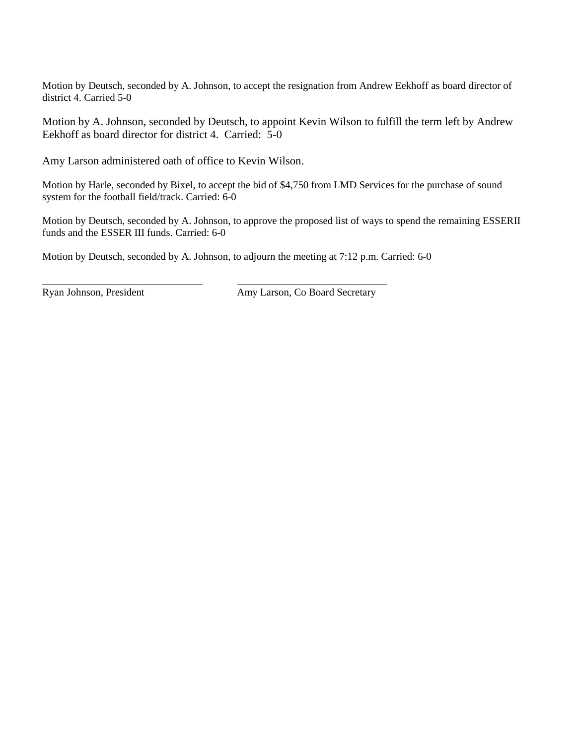Motion by Deutsch, seconded by A. Johnson, to accept the resignation from Andrew Eekhoff as board director of district 4. Carried 5-0

Motion by A. Johnson, seconded by Deutsch, to appoint Kevin Wilson to fulfill the term left by Andrew Eekhoff as board director for district 4. Carried: 5-0

Amy Larson administered oath of office to Kevin Wilson.

Motion by Harle, seconded by Bixel, to accept the bid of $4,750 from LMD Services for the purchase of sound system for the football field/track. Carried: 6-0

Motion by Deutsch, seconded by A. Johnson, to approve the proposed list of ways to spend the remaining ESSERII funds and the ESSER III funds. Carried: 6-0

Motion by Deutsch, seconded by A. Johnson, to adjourn the meeting at 7:12 p.m. Carried: 6-0

| | |
|---|---|
| _______________________________ | _____________________________ |
| Ryan Johnson, President | Amy Larson, Co Board Secretary |